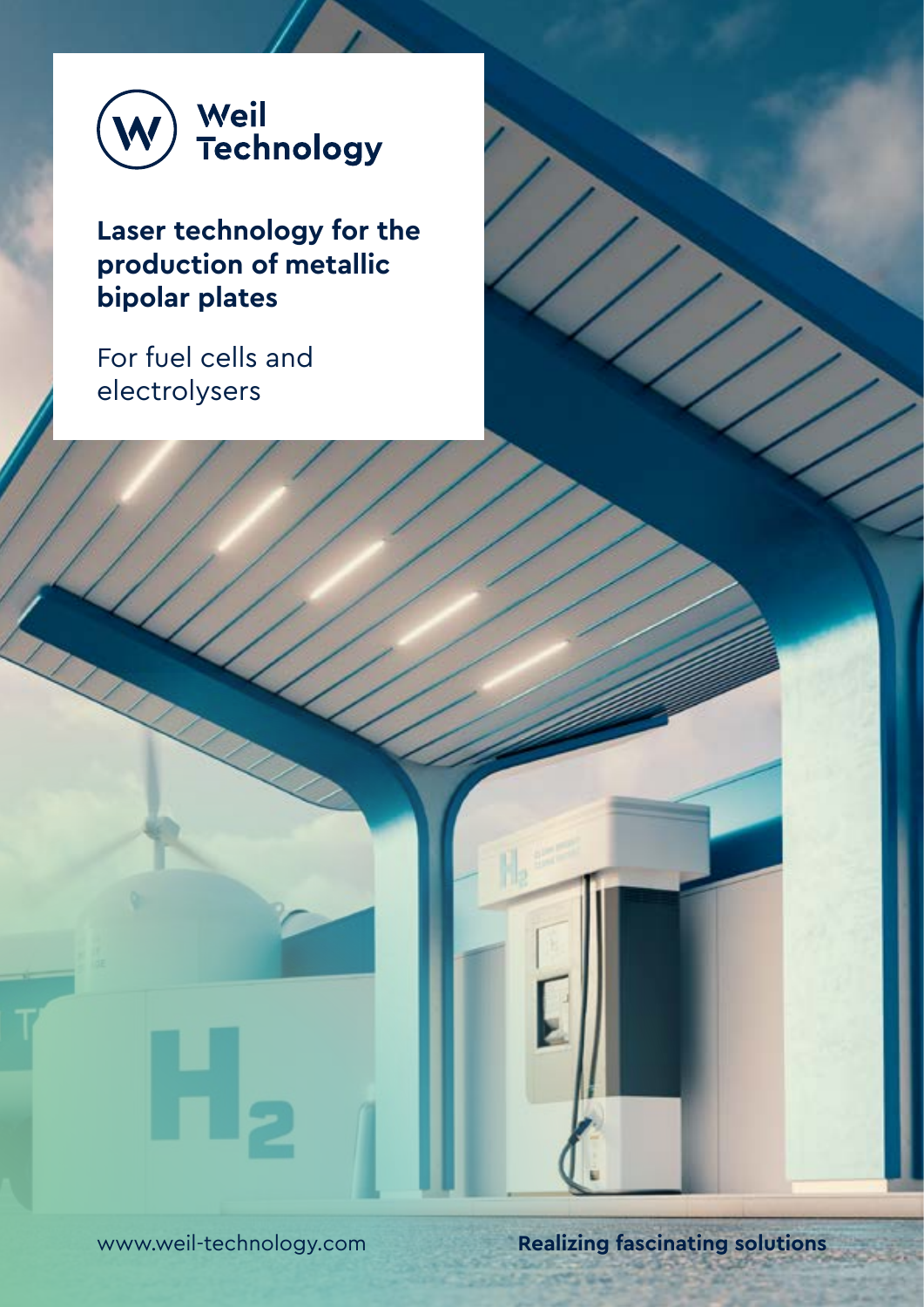Weil Technology

# Laser technology for the production of metallic bipolar plates

For fuel cells and electrolysers

www.weil-technology.com

**Realizing fascinating solutions**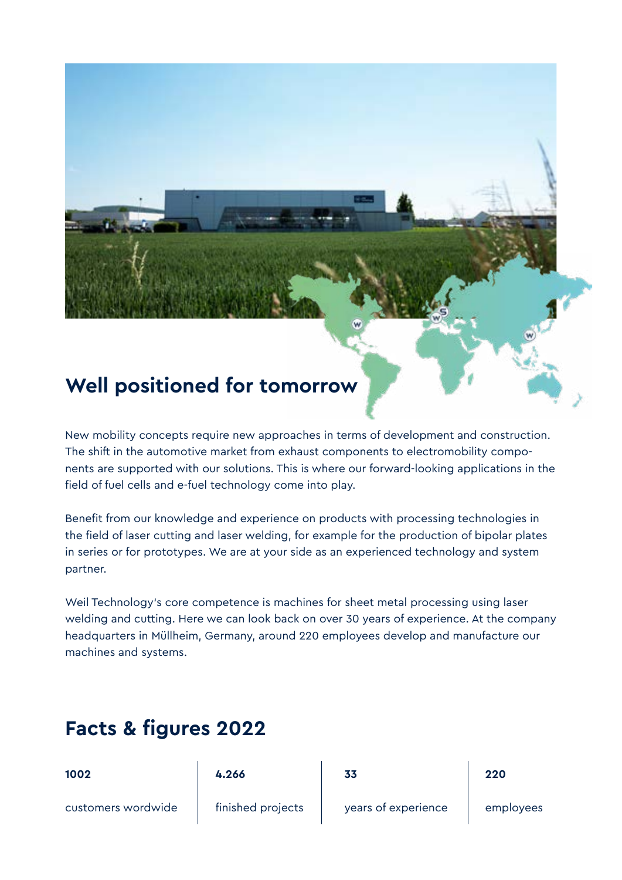## Well positioned for tomorrow

New mobility concepts require new approaches in terms of development and construction. The shift in the automotive market from exhaust components to electromobility components are supported with our solutions. This is where our forward-looking applications in the field of fuel cells and e-fuel technology come into play.

Benefit from our knowledge and experience on products with processing technologies in the field of laser cutting and laser welding, for example for the production of bipolar plates in series or for prototypes. We are at your side as an experienced technology and system partner.

Weil Technology's core competence is machines for sheet metal processing using laser welding and cutting. Here we can look back on over 30 years of experience. At the company headquarters in Müllheim, Germany, around 220 employees develop and manufacture our machines and systems.

## Facts & figures 2022

| 1002 | 4.266 | 33 | 220 |
| --- | --- | --- | --- |
| customers wordwide | finished projects | years of experience | employees |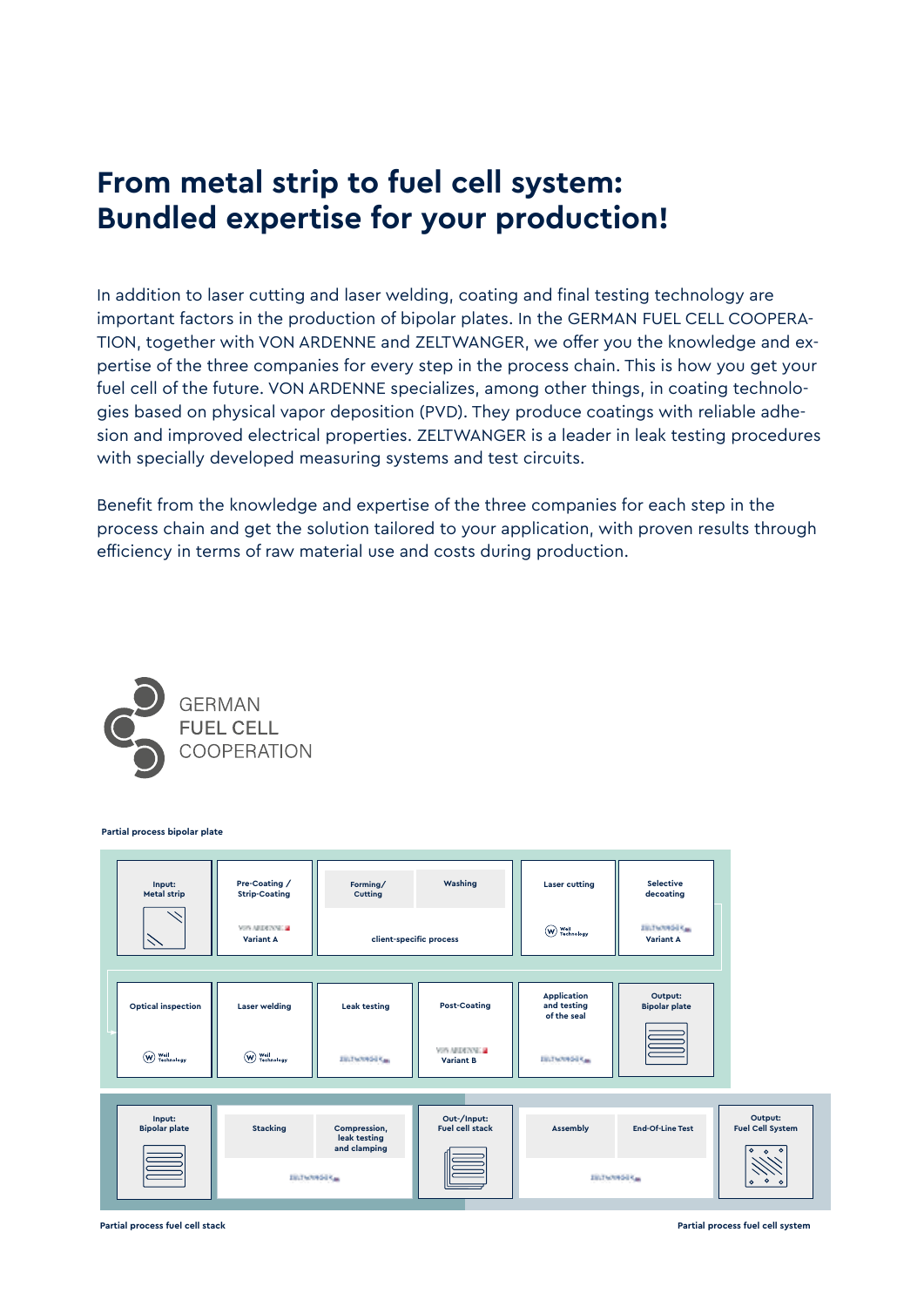# From metal strip to fuel cell system: Bundled expertise for your production!

In addition to laser cutting and laser welding, coating and final testing technology are important factors in the production of bipolar plates. In the GERMAN FUEL CELL COOPERATION, together with VON ARDENNE and ZELTWANGER, we offer you the knowledge and expertise of the three companies for every step in the process chain. This is how you get your fuel cell of the future. VON ARDENNE specializes, among other things, in coating technologies based on physical vapor deposition (PVD). They produce coatings with reliable adhesion and improved electrical properties. ZELTWANGER is a leader in leak testing procedures with specially developed measuring systems and test circuits.

Benefit from the knowledge and expertise of the three companies for each step in the process chain and get the solution tailored to your application, with proven results through efficiency in terms of raw material use and costs during production.

GERMAN FUEL CELL COOPERATION

**Partial process bipolar plate**

| Input: Metal strip | Pre-Coating / Strip-Coating | Forming/ Cutting | Washing | Laser cutting | Selective decoating |
|---|---|---|---|---|---|
| | VON ARDENNE Variant A | client-specific process | | Weil Technology | ZELTWANGER Variant A |

| Optical inspection | Laser welding | Leak testing | Post-Coating | Application and testing of the seal | Output: Bipolar plate |
|---|---|---|---|---|---|
| Weil Technology | Weil Technology | ZELTWANGER | VON ARDENNE Variant B | ZELTWANGER | |

**Partial process fuel cell stack** / **Partial process fuel cell system**

| Input: Bipolar plate | Stacking | Compression, leak testing and clamping | Out-/Input: Fuel cell stack | Assembly | End-Of-Line Test | Output: Fuel Cell System |
|---|---|---|---|---|---|---|
| | ZELTWANGER | | | ZELTWANGER | | |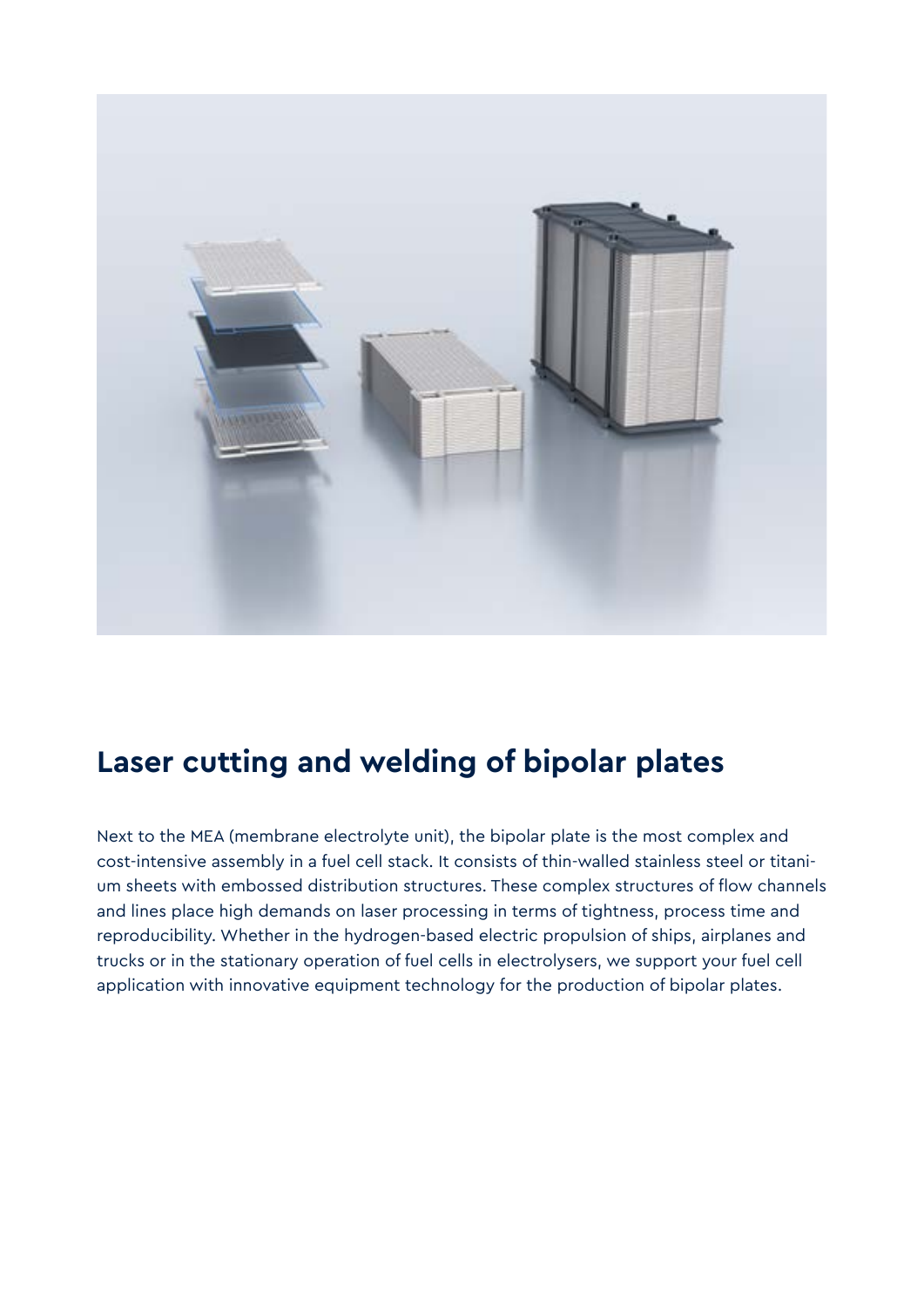## Laser cutting and welding of bipolar plates

Next to the MEA (membrane electrolyte unit), the bipolar plate is the most complex and cost-intensive assembly in a fuel cell stack. It consists of thin-walled stainless steel or titanium sheets with embossed distribution structures. These complex structures of flow channels and lines place high demands on laser processing in terms of tightness, process time and reproducibility. Whether in the hydrogen-based electric propulsion of ships, airplanes and trucks or in the stationary operation of fuel cells in electrolysers, we support your fuel cell application with innovative equipment technology for the production of bipolar plates.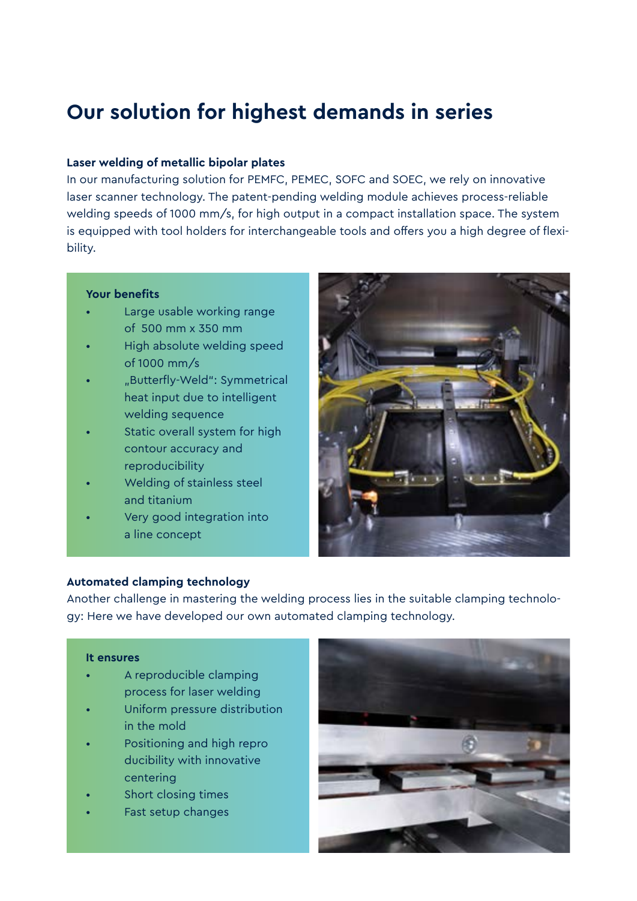# Our solution for highest demands in series

**Laser welding of metallic bipolar plates**

In our manufacturing solution for PEMFC, PEMEC, SOFC and SOEC, we rely on innovative laser scanner technology. The patent-pending welding module achieves process-reliable welding speeds of 1000 mm/s, for high output in a compact installation space. The system is equipped with tool holders for interchangeable tools and offers you a high degree of flexibility.

**Your benefits**

- Large usable working range of 500 mm x 350 mm
- High absolute welding speed of 1000 mm/s
- „Butterfly-Weld": Symmetrical heat input due to intelligent welding sequence
- Static overall system for high contour accuracy and reproducibility
- Welding of stainless steel and titanium
- Very good integration into a line concept

**Automated clamping technology**

Another challenge in mastering the welding process lies in the suitable clamping technology: Here we have developed our own automated clamping technology.

**It ensures**

- A reproducible clamping process for laser welding
- Uniform pressure distribution in the mold
- Positioning and high reproducibility with innovative centering
- Short closing times
- Fast setup changes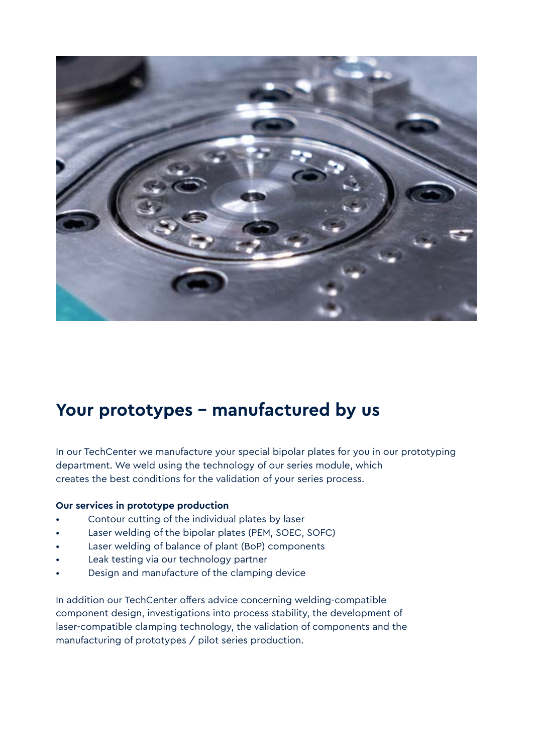## Your prototypes – manufactured by us

In our TechCenter we manufacture your special bipolar plates for you in our prototyping department. We weld using the technology of our series module, which creates the best conditions for the validation of your series process.

**Our services in prototype production**

- Contour cutting of the individual plates by laser
- Laser welding of the bipolar plates (PEM, SOEC, SOFC)
- Laser welding of balance of plant (BoP) components
- Leak testing via our technology partner
- Design and manufacture of the clamping device

In addition our TechCenter offers advice concerning welding-compatible component design, investigations into process stability, the development of laser-compatible clamping technology, the validation of components and the manufacturing of prototypes / pilot series production.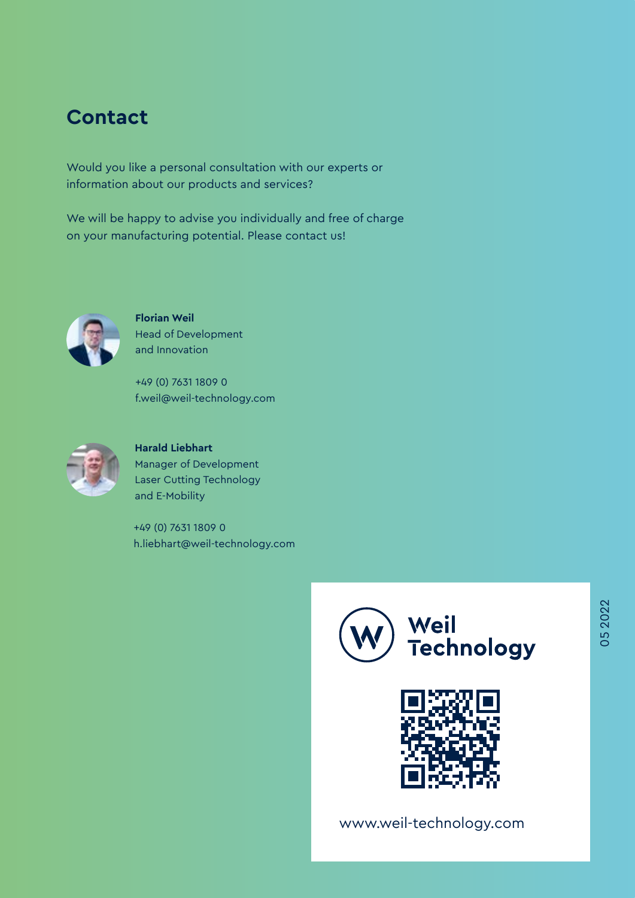# Contact

Would you like a personal consultation with our experts or information about our products and services?

We will be happy to advise you individually and free of charge on your manufacturing potential. Please contact us!

**Florian Weil**
Head of Development
and Innovation

+49 (0) 7631 1809 0
f.weil@weil-technology.com

**Harald Liebhart**
Manager of Development
Laser Cutting Technology
and E-Mobility

+49 (0) 7631 1809 0
h.liebhart@weil-technology.com

Weil Technology

www.weil-technology.com

05 2022